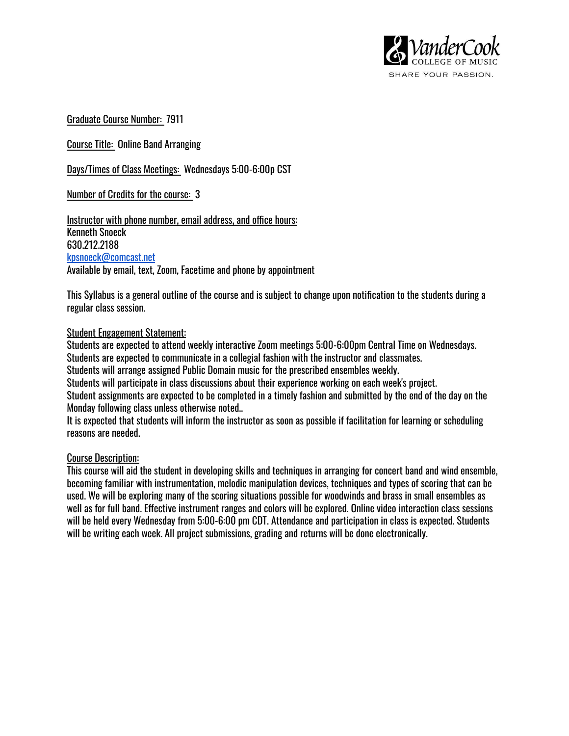VanderCook COLLEGE OF MUSIC
SHARE YOUR PASSION.

Graduate Course Number: 7911

Course Title: Online Band Arranging

Days/Times of Class Meetings: Wednesdays 5:00-6:00p CST

Number of Credits for the course: 3

Instructor with phone number, email address, and office hours:
Kenneth Snoeck
630.212.2188
kpsnoeck@comcast.net
Available by email, text, Zoom, Facetime and phone by appointment

This Syllabus is a general outline of the course and is subject to change upon notification to the students during a regular class session.

Student Engagement Statement:
Students are expected to attend weekly interactive Zoom meetings 5:00-6:00pm Central Time on Wednesdays.
Students are expected to communicate in a collegial fashion with the instructor and classmates.
Students will arrange assigned Public Domain music for the prescribed ensembles weekly.
Students will participate in class discussions about their experience working on each week's project.
Student assignments are expected to be completed in a timely fashion and submitted by the end of the day on the Monday following class unless otherwise noted..
It is expected that students will inform the instructor as soon as possible if facilitation for learning or scheduling reasons are needed.

Course Description:
This course will aid the student in developing skills and techniques in arranging for concert band and wind ensemble, becoming familiar with instrumentation, melodic manipulation devices, techniques and types of scoring that can be used. We will be exploring many of the scoring situations possible for woodwinds and brass in small ensembles as well as for full band. Effective instrument ranges and colors will be explored. Online video interaction class sessions will be held every Wednesday from 5:00-6:00 pm CDT. Attendance and participation in class is expected. Students will be writing each week. All project submissions, grading and returns will be done electronically.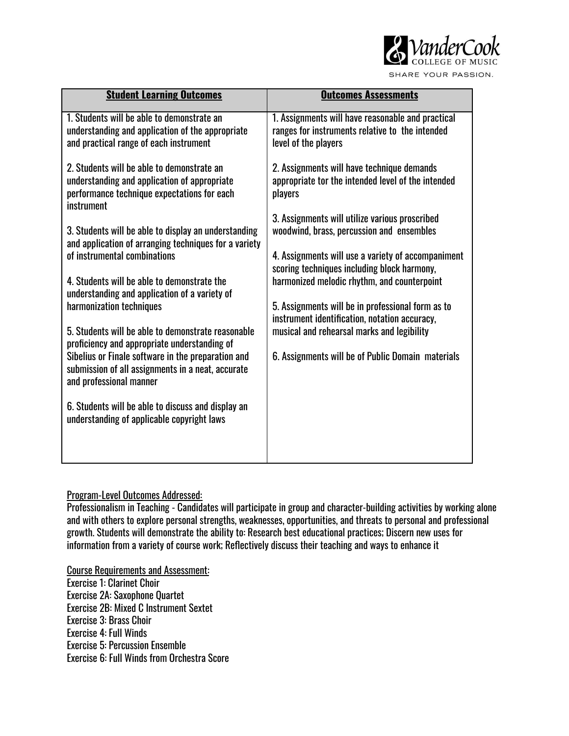| **Student Learning Outcomes** | **Outcomes Assessments** |
|---|---|
| 1. Students will be able to demonstrate an understanding and application of the appropriate and practical range of each instrument<br><br>2. Students will be able to demonstrate an understanding and application of appropriate performance technique expectations for each instrument<br><br>3. Students will be able to display an understanding and application of arranging techniques for a variety of instrumental combinations<br><br>4. Students will be able to demonstrate the understanding and application of a variety of harmonization techniques<br><br>5. Students will be able to demonstrate reasonable proficiency and appropriate understanding of Sibelius or Finale software in the preparation and submission of all assignments in a neat, accurate and professional manner<br><br>6. Students will be able to discuss and display an understanding of applicable copyright laws | 1. Assignments will have reasonable and practical ranges for instruments relative to the intended level of the players<br><br>2. Assignments will have technique demands appropriate tor the intended level of the intended players<br><br>3. Assignments will utilize various proscribed woodwind, brass, percussion and ensembles<br><br>4. Assignments will use a variety of accompaniment scoring techniques including block harmony, harmonized melodic rhythm, and counterpoint<br><br>5. Assignments will be in professional form as to instrument identification, notation accuracy, musical and rehearsal marks and legibility<br><br>6. Assignments will be of Public Domain materials |

Program-Level Outcomes Addressed:
Professionalism in Teaching - Candidates will participate in group and character-building activities by working alone and with others to explore personal strengths, weaknesses, opportunities, and threats to personal and professional growth. Students will demonstrate the ability to: Research best educational practices; Discern new uses for information from a variety of course work; Reflectively discuss their teaching and ways to enhance it

Course Requirements and Assessment:
Exercise 1: Clarinet Choir
Exercise 2A: Saxophone Quartet
Exercise 2B: Mixed C Instrument Sextet
Exercise 3: Brass Choir
Exercise 4: Full Winds
Exercise 5: Percussion Ensemble
Exercise 6: Full Winds from Orchestra Score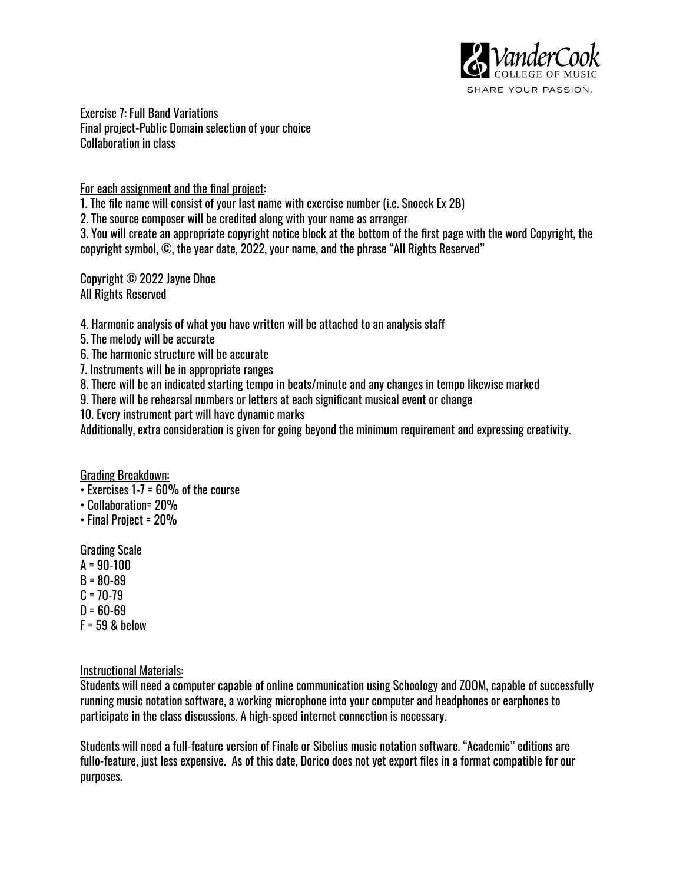Exercise 7: Full Band Variations
Final project-Public Domain selection of your choice
Collaboration in class

For each assignment and the final project:

1. The file name will consist of your last name with exercise number (i.e. Snoeck Ex 2B)
2. The source composer will be credited along with your name as arranger
3. You will create an appropriate copyright notice block at the bottom of the first page with the word Copyright, the copyright symbol, ©, the year date, 2022, your name, and the phrase "All Rights Reserved"

Copyright © 2022 Jayne Dhoe
All Rights Reserved

4. Harmonic analysis of what you have written will be attached to an analysis staff
5. The melody will be accurate
6. The harmonic structure will be accurate
7. Instruments will be in appropriate ranges
8. There will be an indicated starting tempo in beats/minute and any changes in tempo likewise marked
9. There will be rehearsal numbers or letters at each significant musical event or change
10. Every instrument part will have dynamic marks

Additionally, extra consideration is given for going beyond the minimum requirement and expressing creativity.

Grading Breakdown:

- Exercises 1-7 = 60% of the course
- Collaboration= 20%
- Final Project = 20%

Grading Scale
A = 90-100
B = 80-89
C = 70-79
D = 60-69
F = 59 & below

Instructional Materials:
Students will need a computer capable of online communication using Schoology and ZOOM, capable of successfully running music notation software, a working microphone into your computer and headphones or earphones to participate in the class discussions. A high-speed internet connection is necessary.

Students will need a full-feature version of Finale or Sibelius music notation software. "Academic" editions are fullo-feature, just less expensive. As of this date, Dorico does not yet export files in a format compatible for our purposes.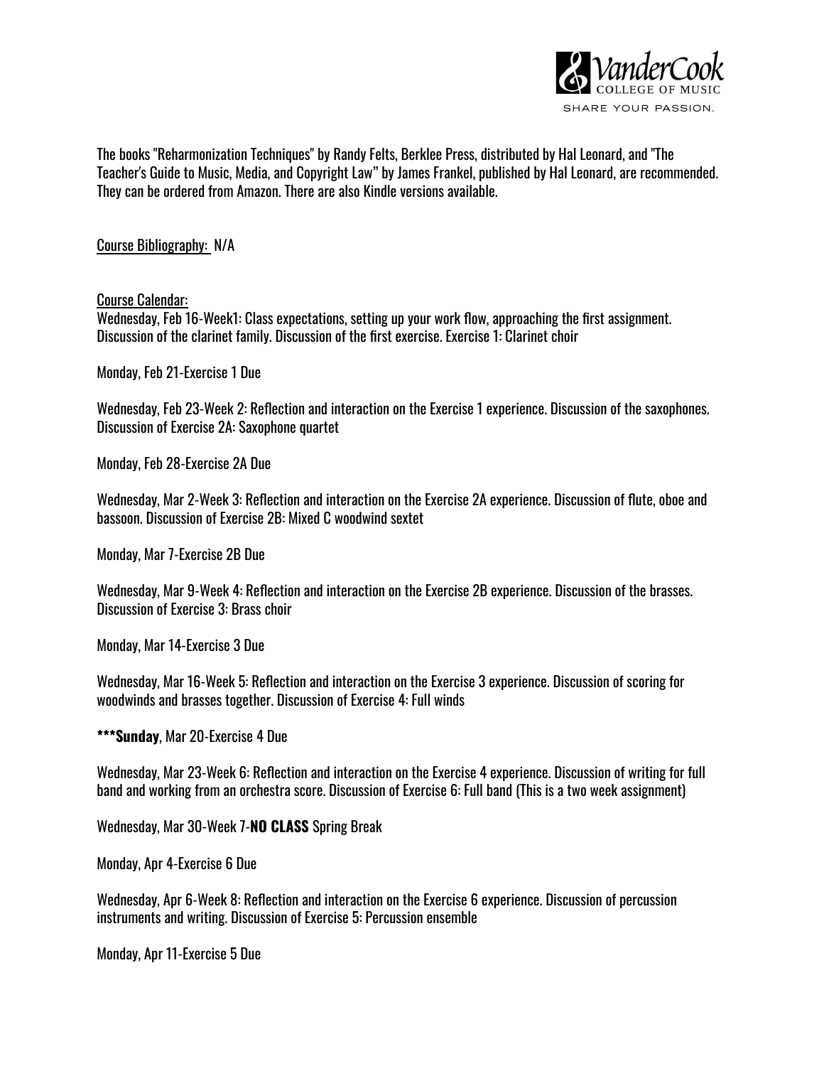The books "Reharmonization Techniques" by Randy Felts, Berklee Press, distributed by Hal Leonard, and "The Teacher's Guide to Music, Media, and Copyright Law" by James Frankel, published by Hal Leonard, are recommended. They can be ordered from Amazon. There are also Kindle versions available.

Course Bibliography: N/A

Course Calendar:
Wednesday, Feb 16-Week1: Class expectations, setting up your work flow, approaching the first assignment. Discussion of the clarinet family. Discussion of the first exercise. Exercise 1: Clarinet choir

Monday, Feb 21-Exercise 1 Due

Wednesday, Feb 23-Week 2: Reflection and interaction on the Exercise 1 experience. Discussion of the saxophones. Discussion of Exercise 2A: Saxophone quartet

Monday, Feb 28-Exercise 2A Due

Wednesday, Mar 2-Week 3: Reflection and interaction on the Exercise 2A experience. Discussion of flute, oboe and bassoon. Discussion of Exercise 2B: Mixed C woodwind sextet

Monday, Mar 7-Exercise 2B Due

Wednesday, Mar 9-Week 4: Reflection and interaction on the Exercise 2B experience. Discussion of the brasses. Discussion of Exercise 3: Brass choir

Monday, Mar 14-Exercise 3 Due

Wednesday, Mar 16-Week 5: Reflection and interaction on the Exercise 3 experience. Discussion of scoring for woodwinds and brasses together. Discussion of Exercise 4: Full winds

**\*\*\*Sunday**, Mar 20-Exercise 4 Due

Wednesday, Mar 23-Week 6: Reflection and interaction on the Exercise 4 experience. Discussion of writing for full band and working from an orchestra score. Discussion of Exercise 6: Full band (This is a two week assignment)

Wednesday, Mar 30-Week 7-**NO CLASS** Spring Break

Monday, Apr 4-Exercise 6 Due

Wednesday, Apr 6-Week 8: Reflection and interaction on the Exercise 6 experience. Discussion of percussion instruments and writing. Discussion of Exercise 5: Percussion ensemble

Monday, Apr 11-Exercise 5 Due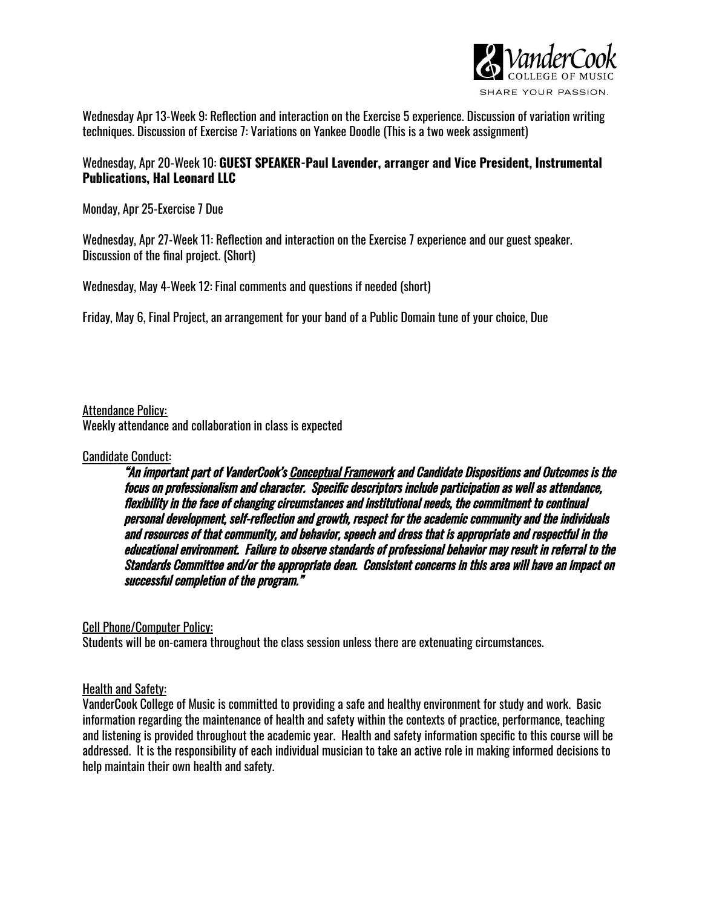Wednesday Apr 13-Week 9: Reflection and interaction on the Exercise 5 experience. Discussion of variation writing techniques. Discussion of Exercise 7: Variations on Yankee Doodle (This is a two week assignment)

Wednesday, Apr 20-Week 10: **GUEST SPEAKER-Paul Lavender, arranger and Vice President, Instrumental Publications, Hal Leonard LLC**

Monday, Apr 25-Exercise 7 Due

Wednesday, Apr 27-Week 11: Reflection and interaction on the Exercise 7 experience and our guest speaker. Discussion of the final project. (Short)

Wednesday, May 4-Week 12: Final comments and questions if needed (short)

Friday, May 6, Final Project, an arrangement for your band of a Public Domain tune of your choice, Due

Attendance Policy:
Weekly attendance and collaboration in class is expected

Candidate Conduct:

> ***"An important part of VanderCook's Conceptual Framework and Candidate Dispositions and Outcomes is the focus on professionalism and character. Specific descriptors include participation as well as attendance, flexibility in the face of changing circumstances and institutional needs, the commitment to continual personal development, self-reflection and growth, respect for the academic community and the individuals and resources of that community, and behavior, speech and dress that is appropriate and respectful in the educational environment. Failure to observe standards of professional behavior may result in referral to the Standards Committee and/or the appropriate dean. Consistent concerns in this area will have an impact on successful completion of the program."***

Cell Phone/Computer Policy:
Students will be on-camera throughout the class session unless there are extenuating circumstances.

Health and Safety:
VanderCook College of Music is committed to providing a safe and healthy environment for study and work. Basic information regarding the maintenance of health and safety within the contexts of practice, performance, teaching and listening is provided throughout the academic year. Health and safety information specific to this course will be addressed. It is the responsibility of each individual musician to take an active role in making informed decisions to help maintain their own health and safety.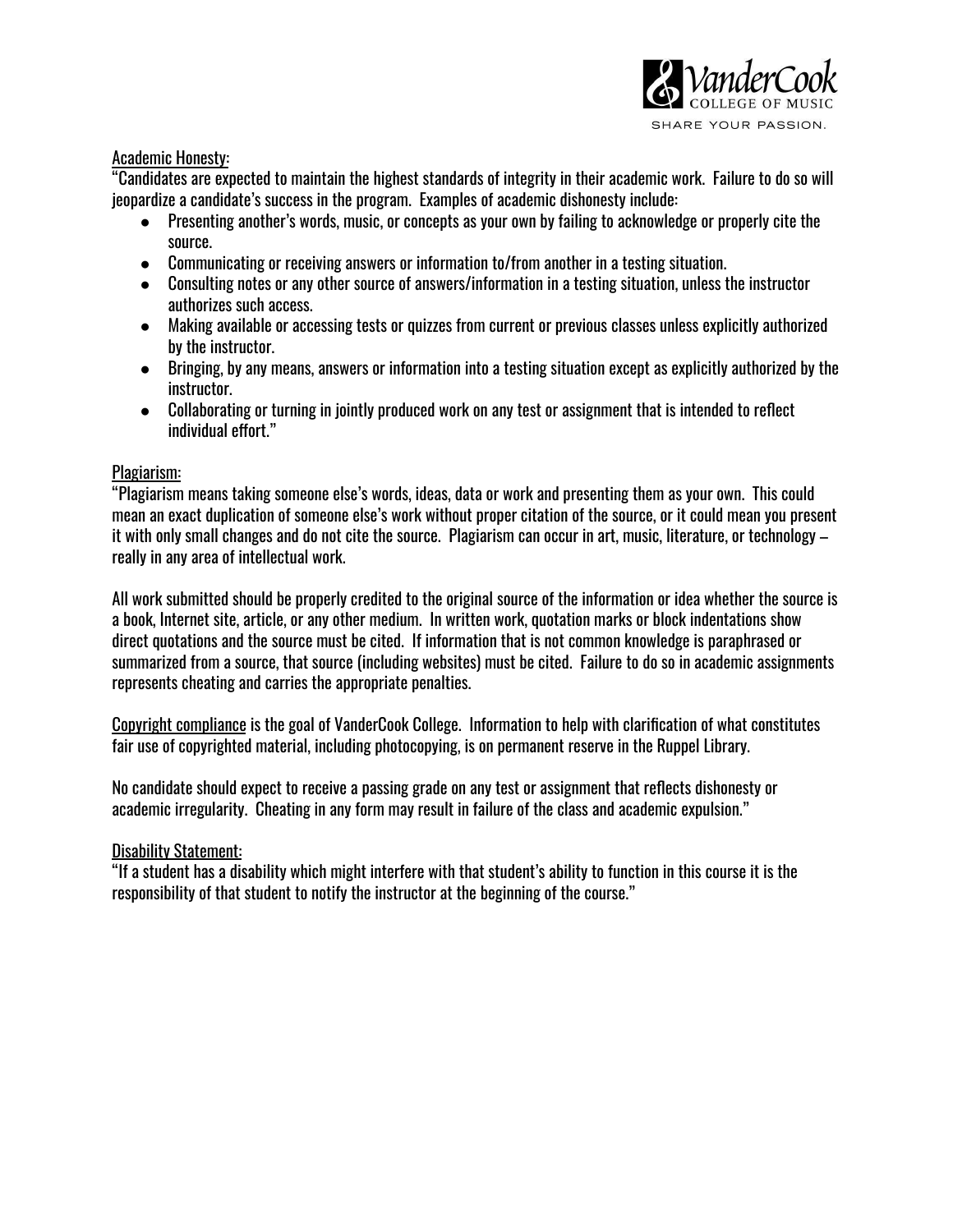Academic Honesty:

"Candidates are expected to maintain the highest standards of integrity in their academic work. Failure to do so will jeopardize a candidate's success in the program. Examples of academic dishonesty include:

- Presenting another's words, music, or concepts as your own by failing to acknowledge or properly cite the source.
- Communicating or receiving answers or information to/from another in a testing situation.
- Consulting notes or any other source of answers/information in a testing situation, unless the instructor authorizes such access.
- Making available or accessing tests or quizzes from current or previous classes unless explicitly authorized by the instructor.
- Bringing, by any means, answers or information into a testing situation except as explicitly authorized by the instructor.
- Collaborating or turning in jointly produced work on any test or assignment that is intended to reflect individual effort."

Plagiarism:

"Plagiarism means taking someone else's words, ideas, data or work and presenting them as your own. This could mean an exact duplication of someone else's work without proper citation of the source, or it could mean you present it with only small changes and do not cite the source. Plagiarism can occur in art, music, literature, or technology – really in any area of intellectual work.

All work submitted should be properly credited to the original source of the information or idea whether the source is a book, Internet site, article, or any other medium. In written work, quotation marks or block indentations show direct quotations and the source must be cited. If information that is not common knowledge is paraphrased or summarized from a source, that source (including websites) must be cited. Failure to do so in academic assignments represents cheating and carries the appropriate penalties.

Copyright compliance is the goal of VanderCook College. Information to help with clarification of what constitutes fair use of copyrighted material, including photocopying, is on permanent reserve in the Ruppel Library.

No candidate should expect to receive a passing grade on any test or assignment that reflects dishonesty or academic irregularity. Cheating in any form may result in failure of the class and academic expulsion."

Disability Statement:

"If a student has a disability which might interfere with that student's ability to function in this course it is the responsibility of that student to notify the instructor at the beginning of the course."